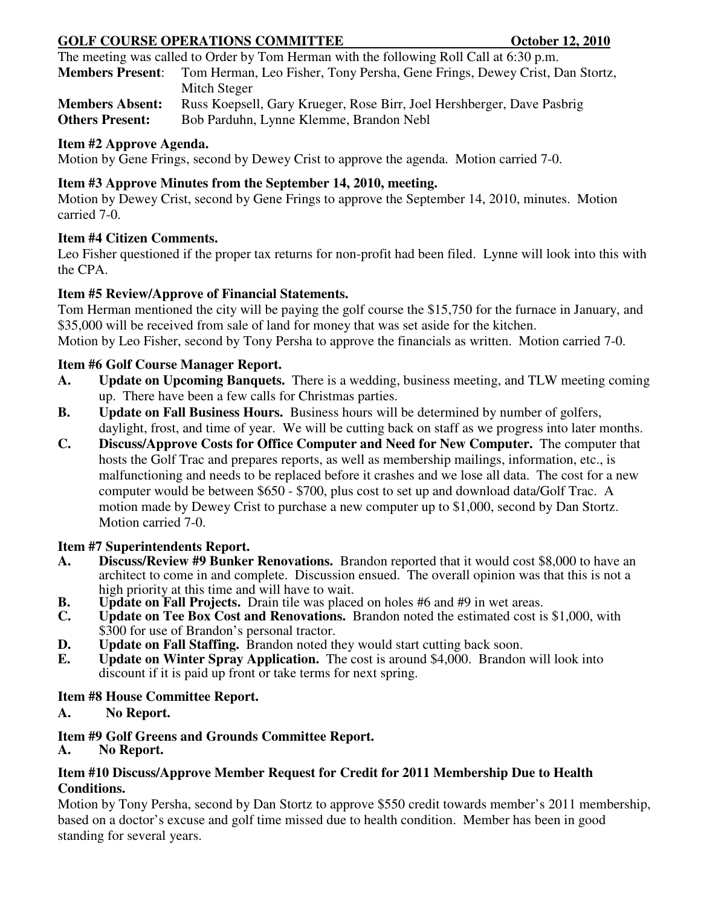**GOLF COURSE OPERATIONS COMMITTEE October 12, 2010**

The meeting was called to Order by Tom Herman with the following Roll Call at 6:30 p.m.

**Members Present**: Tom Herman, Leo Fisher, Tony Persha, Gene Frings, Dewey Crist, Dan Stortz, Mitch Steger

**Members Absent:** Russ Koepsell, Gary Krueger, Rose Birr, Joel Hershberger, Dave Pasbrig

**Others Present:** Bob Parduhn, Lynne Klemme, Brandon Nebl

**Item #2 Approve Agenda.**

Motion by Gene Frings, second by Dewey Crist to approve the agenda. Motion carried 7-0.

**Item #3 Approve Minutes from the September 14, 2010, meeting.**

Motion by Dewey Crist, second by Gene Frings to approve the September 14, 2010, minutes. Motion carried 7-0.

**Item #4 Citizen Comments.**

Leo Fisher questioned if the proper tax returns for non-profit had been filed. Lynne will look into this with the CPA.

**Item #5 Review/Approve of Financial Statements.**

Tom Herman mentioned the city will be paying the golf course the $15,750 for the furnace in January, and $35,000 will be received from sale of land for money that was set aside for the kitchen.

Motion by Leo Fisher, second by Tony Persha to approve the financials as written. Motion carried 7-0.

**Item #6 Golf Course Manager Report.**

**A. Update on Upcoming Banquets.** There is a wedding, business meeting, and TLW meeting coming up. There have been a few calls for Christmas parties.

**B. Update on Fall Business Hours.** Business hours will be determined by number of golfers, daylight, frost, and time of year. We will be cutting back on staff as we progress into later months.

**C. Discuss/Approve Costs for Office Computer and Need for New Computer.** The computer that hosts the Golf Trac and prepares reports, as well as membership mailings, information, etc., is malfunctioning and needs to be replaced before it crashes and we lose all data. The cost for a new computer would be between $650 - $700, plus cost to set up and download data/Golf Trac. A motion made by Dewey Crist to purchase a new computer up to $1,000, second by Dan Stortz. Motion carried 7-0.

**Item #7 Superintendents Report.**

**A. Discuss/Review #9 Bunker Renovations.** Brandon reported that it would cost $8,000 to have an architect to come in and complete. Discussion ensued. The overall opinion was that this is not a high priority at this time and will have to wait.

**B. Update on Fall Projects.** Drain tile was placed on holes #6 and #9 in wet areas.

**C. Update on Tee Box Cost and Renovations.** Brandon noted the estimated cost is $1,000, with $300 for use of Brandon's personal tractor.

**D. Update on Fall Staffing.** Brandon noted they would start cutting back soon.

**E. Update on Winter Spray Application.** The cost is around $4,000. Brandon will look into discount if it is paid up front or take terms for next spring.

**Item #8 House Committee Report.**

**A. No Report.**

**Item #9 Golf Greens and Grounds Committee Report.**

**A. No Report.**

**Item #10 Discuss/Approve Member Request for Credit for 2011 Membership Due to Health Conditions.**

Motion by Tony Persha, second by Dan Stortz to approve $550 credit towards member's 2011 membership, based on a doctor's excuse and golf time missed due to health condition. Member has been in good standing for several years.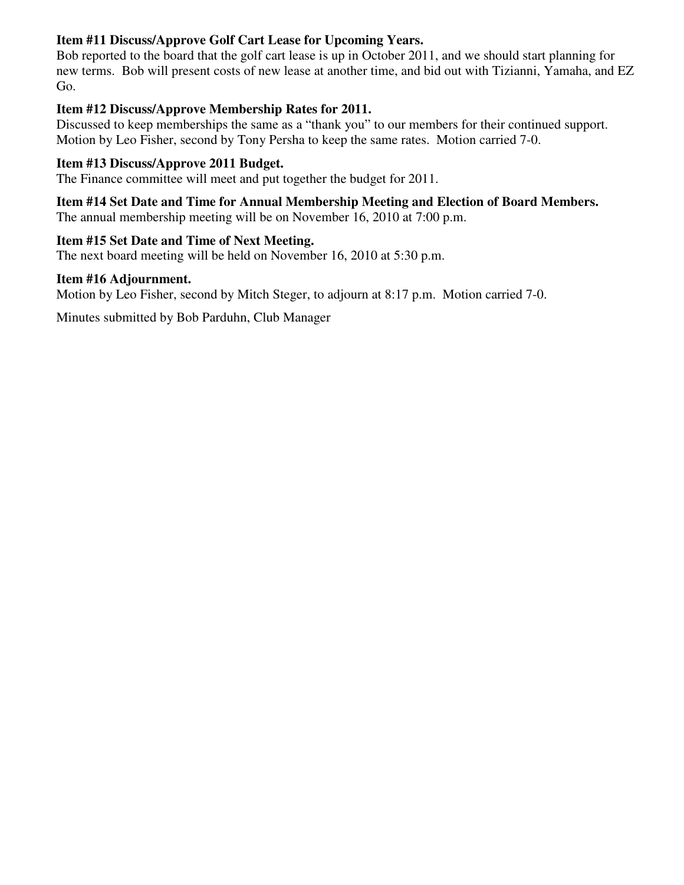**Item #11 Discuss/Approve Golf Cart Lease for Upcoming Years.**

Bob reported to the board that the golf cart lease is up in October 2011, and we should start planning for new terms. Bob will present costs of new lease at another time, and bid out with Tizianni, Yamaha, and EZ Go.

**Item #12 Discuss/Approve Membership Rates for 2011.**

Discussed to keep memberships the same as a "thank you" to our members for their continued support. Motion by Leo Fisher, second by Tony Persha to keep the same rates. Motion carried 7-0.

**Item #13 Discuss/Approve 2011 Budget.**

The Finance committee will meet and put together the budget for 2011.

**Item #14 Set Date and Time for Annual Membership Meeting and Election of Board Members.**

The annual membership meeting will be on November 16, 2010 at 7:00 p.m.

**Item #15 Set Date and Time of Next Meeting.**

The next board meeting will be held on November 16, 2010 at 5:30 p.m.

**Item #16 Adjournment.**

Motion by Leo Fisher, second by Mitch Steger, to adjourn at 8:17 p.m. Motion carried 7-0.

Minutes submitted by Bob Parduhn, Club Manager